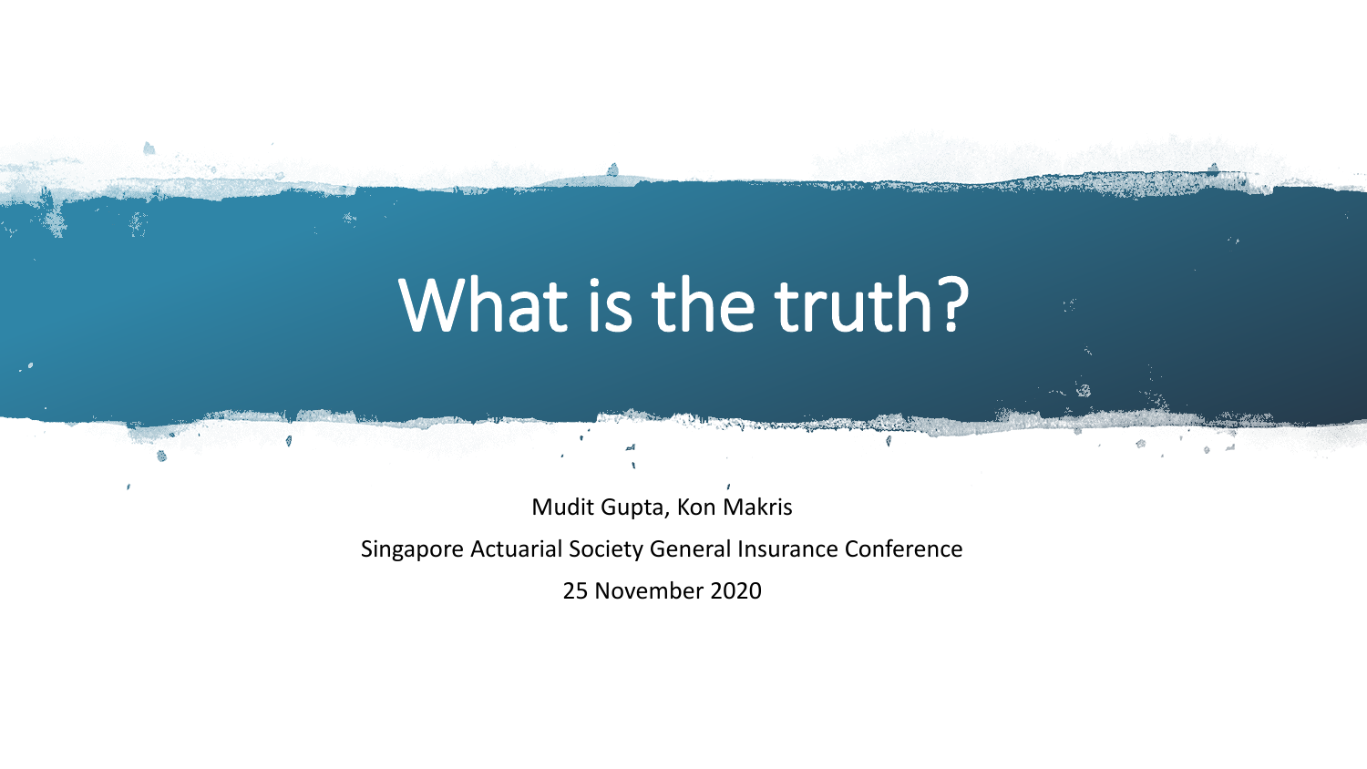# What is the truth?

Mudit Gupta, Kon Makris

Singapore Actuarial Society General Insurance Conference

25 November 2020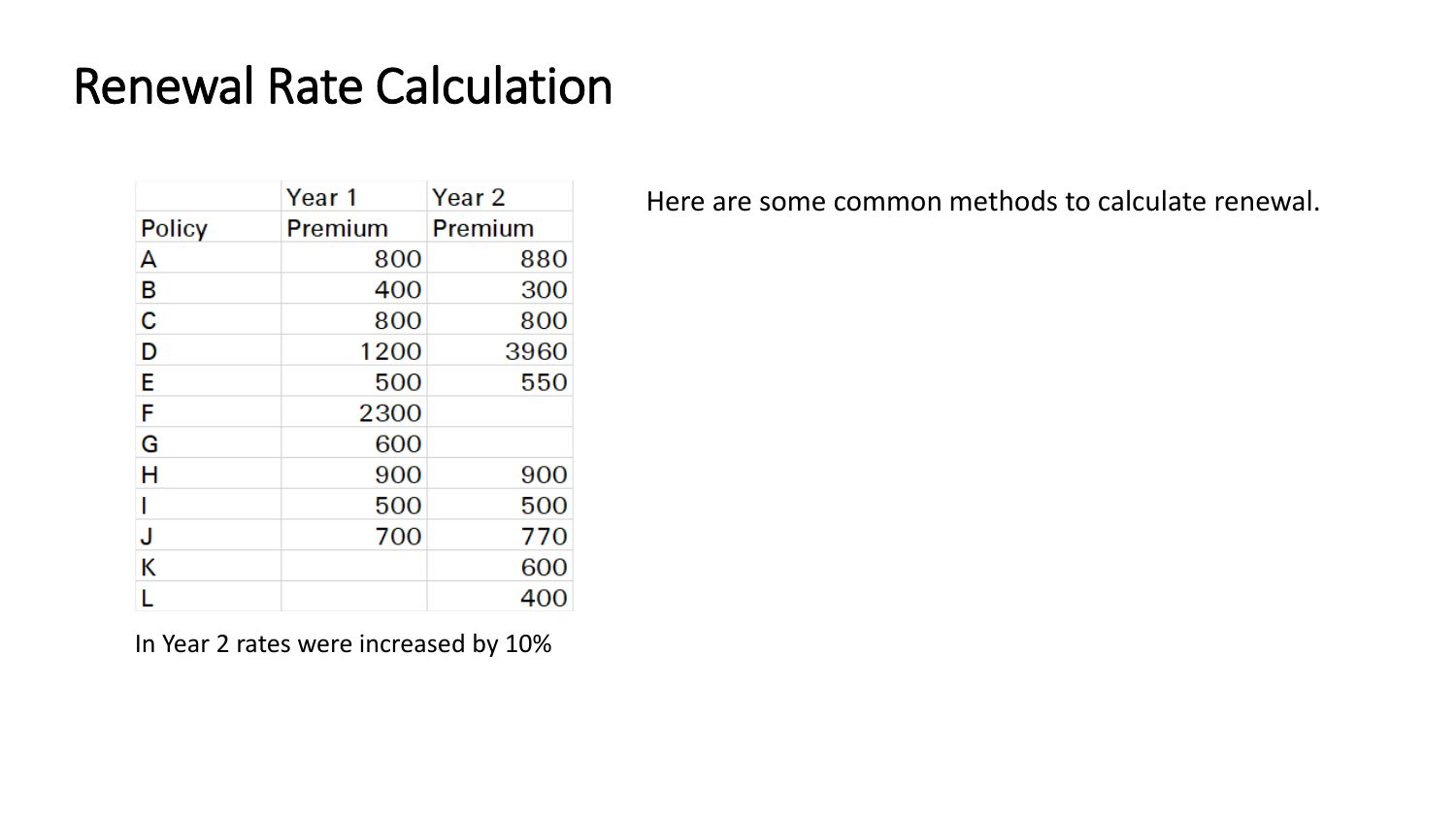# Renewal Rate Calculation

| Policy | Year 1 Premium | Year 2 Premium |
|---|---|---|
| A | 800 | 880 |
| B | 400 | 300 |
| C | 800 | 800 |
| D | 1200 | 3960 |
| E | 500 | 550 |
| F | 2300 | |
| G | 600 | |
| H | 900 | 900 |
| I | 500 | 500 |
| J | 700 | 770 |
| K | | 600 |
| L | | 400 |

In Year 2 rates were increased by 10%

Here are some common methods to calculate renewal.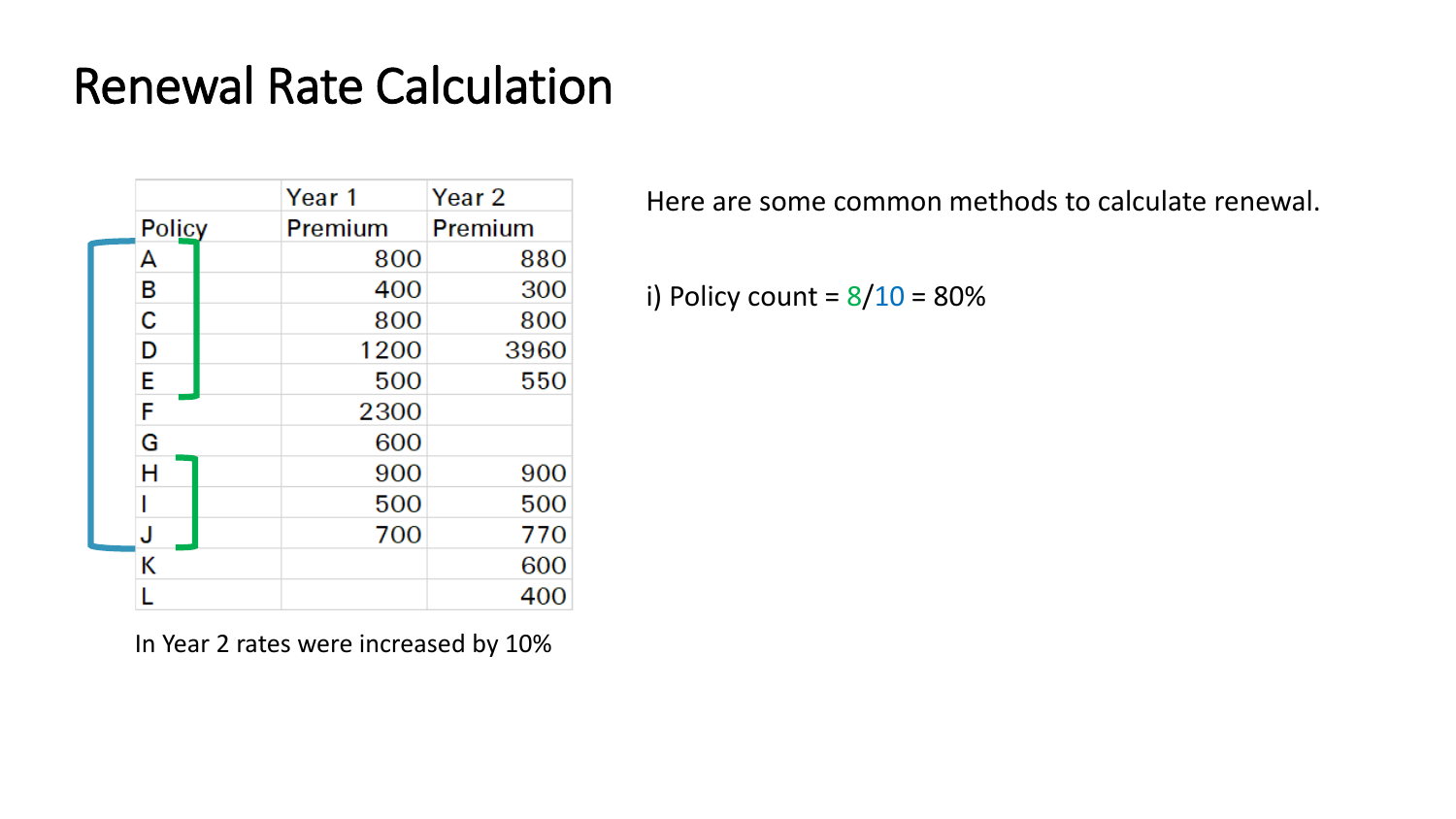# Renewal Rate Calculation

| Policy | Year 1 Premium | Year 2 Premium |
|---|---|---|
| A | 800 | 880 |
| B | 400 | 300 |
| C | 800 | 800 |
| D | 1200 | 3960 |
| E | 500 | 550 |
| F | 2300 | |
| G | 600 | |
| H | 900 | 900 |
| I | 500 | 500 |
| J | 700 | 770 |
| K | | 600 |
| L | | 400 |

In Year 2 rates were increased by 10%

Here are some common methods to calculate renewal.

i) Policy count = 8/10 = 80%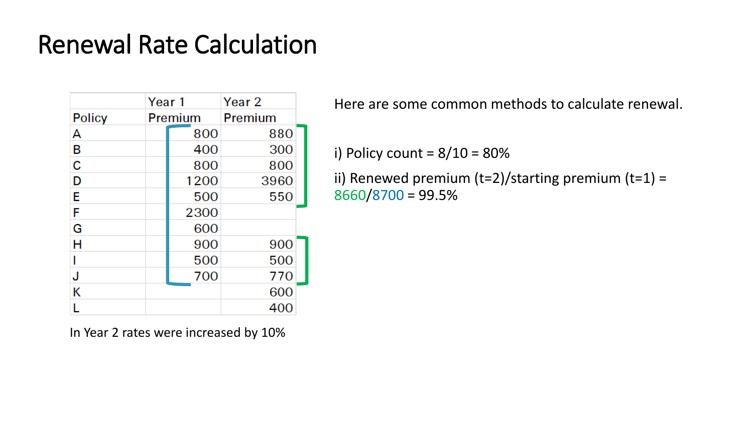# Renewal Rate Calculation

| | Year 1 | Year 2 |
|---|---|---|
| Policy | Premium | Premium |
| A | 800 | 880 |
| B | 400 | 300 |
| C | 800 | 800 |
| D | 1200 | 3960 |
| E | 500 | 550 |
| F | 2300 | |
| G | 600 | |
| H | 900 | 900 |
| I | 500 | 500 |
| J | 700 | 770 |
| K | | 600 |
| L | | 400 |

In Year 2 rates were increased by 10%

Here are some common methods to calculate renewal.

i) Policy count = 8/10 = 80%

ii) Renewed premium (t=2)/starting premium (t=1) = 8660/8700 = 99.5%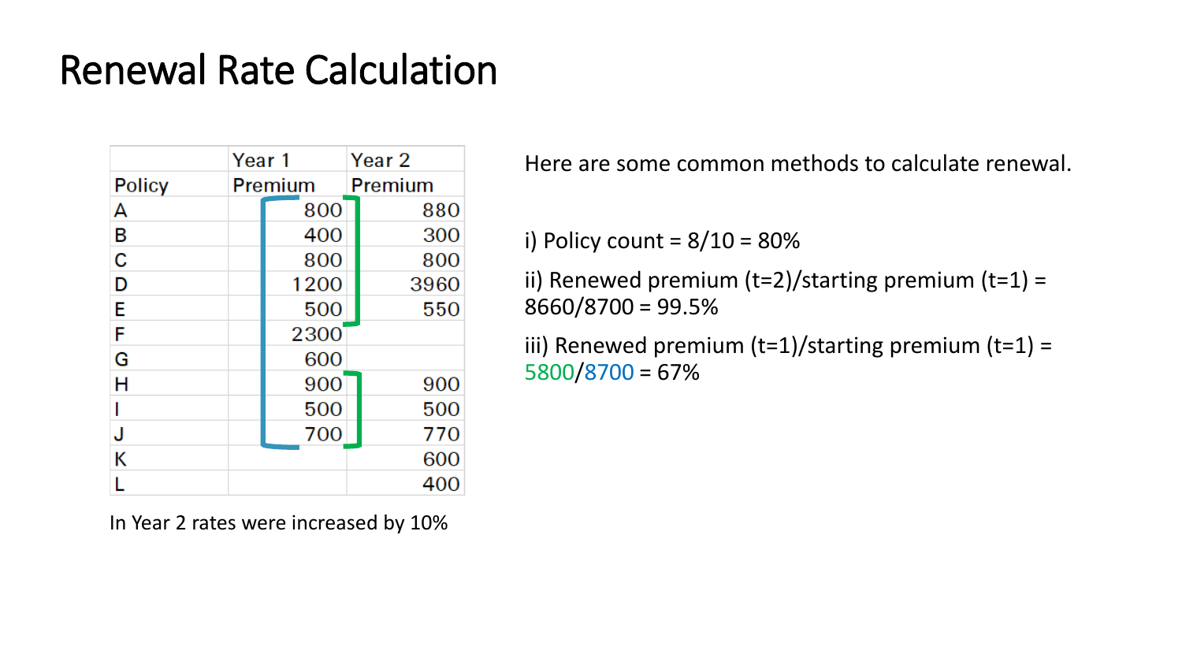# Renewal Rate Calculation

| | Year 1 | Year 2 |
|---|---|---|
| Policy | Premium | Premium |
| A | 800 | 880 |
| B | 400 | 300 |
| C | 800 | 800 |
| D | 1200 | 3960 |
| E | 500 | 550 |
| F | 2300 | |
| G | 600 | |
| H | 900 | 900 |
| I | 500 | 500 |
| J | 700 | 770 |
| K | | 600 |
| L | | 400 |

In Year 2 rates were increased by 10%

Here are some common methods to calculate renewal.

i) Policy count = 8/10 = 80%

ii) Renewed premium (t=2)/starting premium (t=1) = 8660/8700 = 99.5%

iii) Renewed premium (t=1)/starting premium (t=1) = 5800/8700 = 67%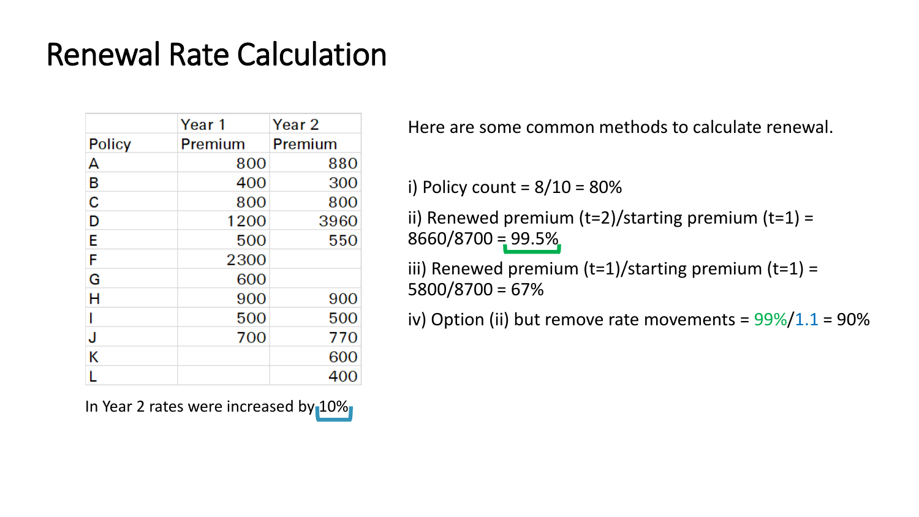# Renewal Rate Calculation

| Policy | Year 1 Premium | Year 2 Premium |
|---|---|---|
| A | 800 | 880 |
| B | 400 | 300 |
| C | 800 | 800 |
| D | 1200 | 3960 |
| E | 500 | 550 |
| F | 2300 | |
| G | 600 | |
| H | 900 | 900 |
| I | 500 | 500 |
| J | 700 | 770 |
| K | | 600 |
| L | | 400 |

In Year 2 rates were increased by 10%

Here are some common methods to calculate renewal.

i) Policy count = 8/10 = 80%

ii) Renewed premium (t=2)/starting premium (t=1) = 8660/8700 = 99.5%

iii) Renewed premium (t=1)/starting premium (t=1) = 5800/8700 = 67%

iv) Option (ii) but remove rate movements = 99%/1.1 = 90%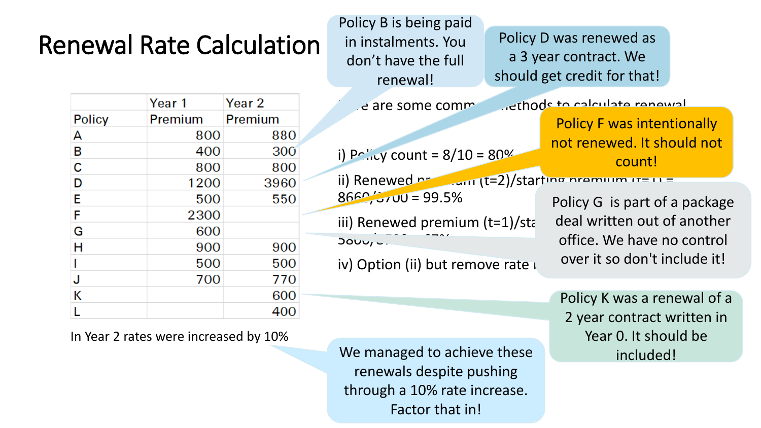# Renewal Rate Calculation

| Policy | Year 1 Premium | Year 2 Premium |
|---|---|---|
| A | 800 | 880 |
| B | 400 | 300 |
| C | 800 | 800 |
| D | 1200 | 3960 |
| E | 500 | 550 |
| F | 2300 | |
| G | 600 | |
| H | 900 | 900 |
| I | 500 | 500 |
| J | 700 | 770 |
| K | | 600 |
| L | | 400 |

In Year 2 rates were increased by 10%

...e are some comm... methods to calculate renewal

i) Policy count = 8/10 = 80%

ii) Renewed premium (t=2)/starting premium (t=1) = 8660/8700 = 99.5%

iii) Renewed premium (t=1)/sta... 5800/8... 67%

iv) Option (ii) but remove rate i...

Policy B is being paid in instalments. You don't have the full renewal!

Policy D was renewed as a 3 year contract. We should get credit for that!

Policy F was intentionally not renewed. It should not count!

Policy G is part of a package deal written out of another office. We have no control over it so don't include it!

Policy K was a renewal of a 2 year contract written in Year 0. It should be included!

We managed to achieve these renewals despite pushing through a 10% rate increase. Factor that in!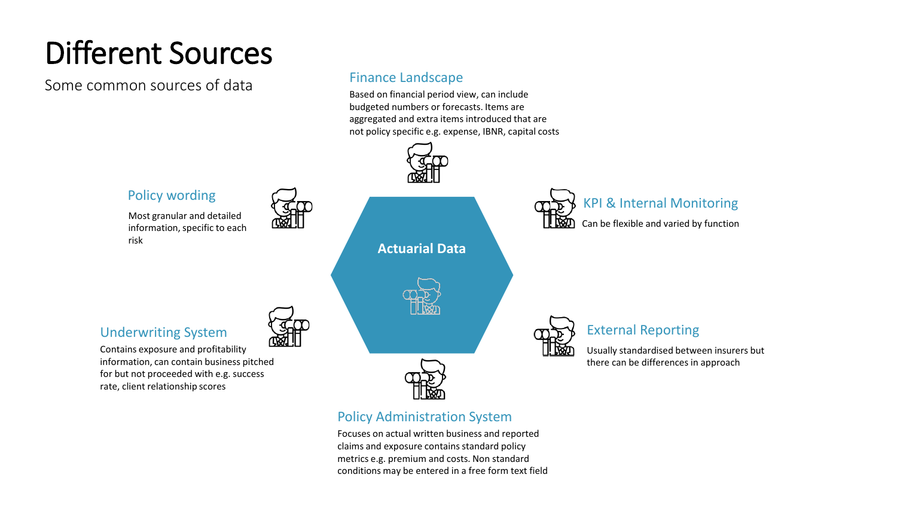# Different Sources

Some common sources of data

**Actuarial Data**

### Finance Landscape

Based on financial period view, can include budgeted numbers or forecasts. Items are aggregated and extra items introduced that are not policy specific e.g. expense, IBNR, capital costs

### KPI & Internal Monitoring

Can be flexible and varied by function

### External Reporting

Usually standardised between insurers but there can be differences in approach

### Policy Administration System

Focuses on actual written business and reported claims and exposure contains standard policy metrics e.g. premium and costs. Non standard conditions may be entered in a free form text field

### Underwriting System

Contains exposure and profitability information, can contain business pitched for but not proceeded with e.g. success rate, client relationship scores

### Policy wording

Most granular and detailed information, specific to each risk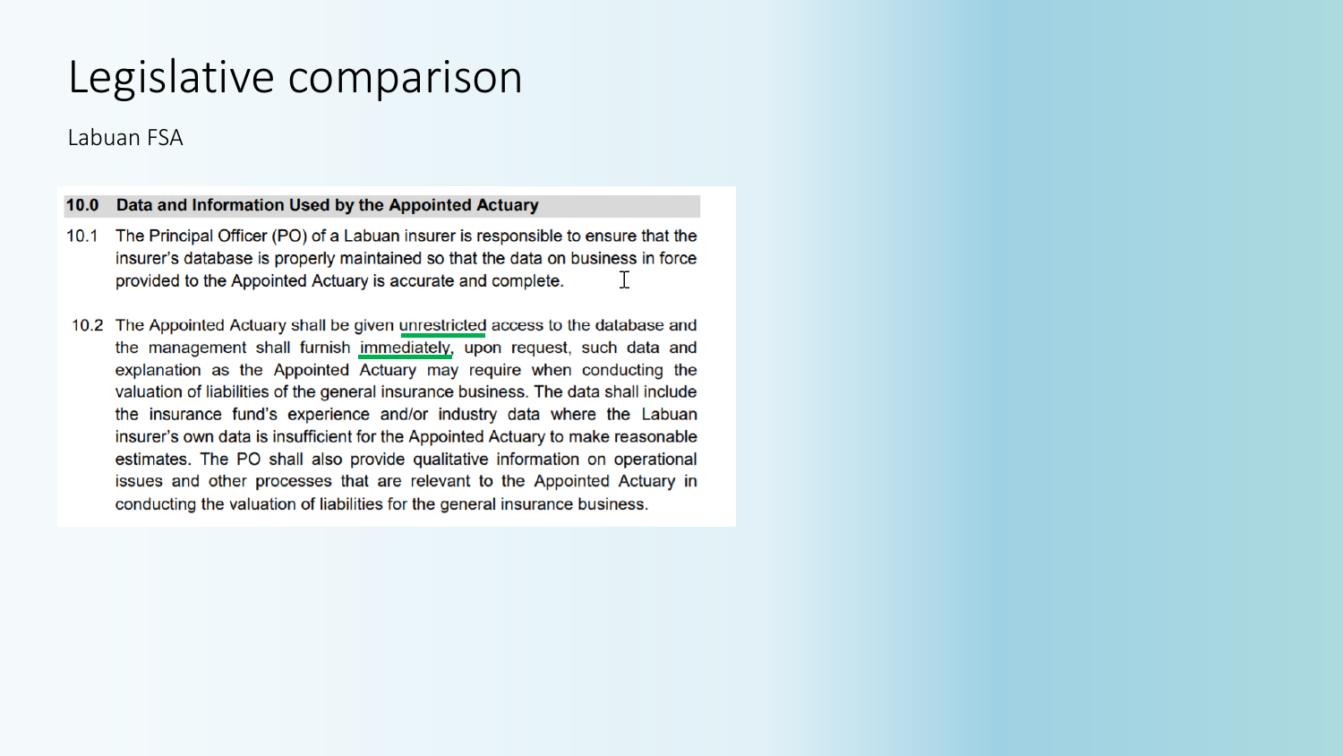# Legislative comparison

Labuan FSA

**10.0 Data and Information Used by the Appointed Actuary**

10.1 The Principal Officer (PO) of a Labuan insurer is responsible to ensure that the insurer's database is properly maintained so that the data on business in force provided to the Appointed Actuary is accurate and complete.

10.2 The Appointed Actuary shall be given unrestricted access to the database and the management shall furnish immediately, upon request, such data and explanation as the Appointed Actuary may require when conducting the valuation of liabilities of the general insurance business. The data shall include the insurance fund's experience and/or industry data where the Labuan insurer's own data is insufficient for the Appointed Actuary to make reasonable estimates. The PO shall also provide qualitative information on operational issues and other processes that are relevant to the Appointed Actuary in conducting the valuation of liabilities for the general insurance business.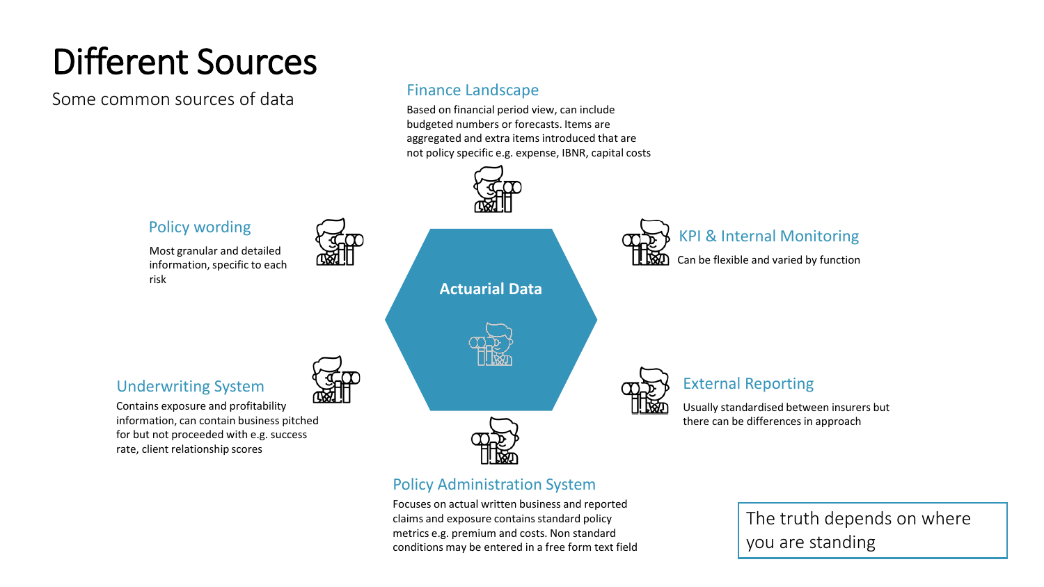# Different Sources

Some common sources of data

### Actuarial Data

### Finance Landscape

Based on financial period view, can include budgeted numbers or forecasts. Items are aggregated and extra items introduced that are not policy specific e.g. expense, IBNR, capital costs

### KPI & Internal Monitoring

Can be flexible and varied by function

### External Reporting

Usually standardised between insurers but there can be differences in approach

### Policy Administration System

Focuses on actual written business and reported claims and exposure contains standard policy metrics e.g. premium and costs. Non standard conditions may be entered in a free form text field

### Underwriting System

Contains exposure and profitability information, can contain business pitched for but not proceeded with e.g. success rate, client relationship scores

### Policy wording

Most granular and detailed information, specific to each risk

> The truth depends on where you are standing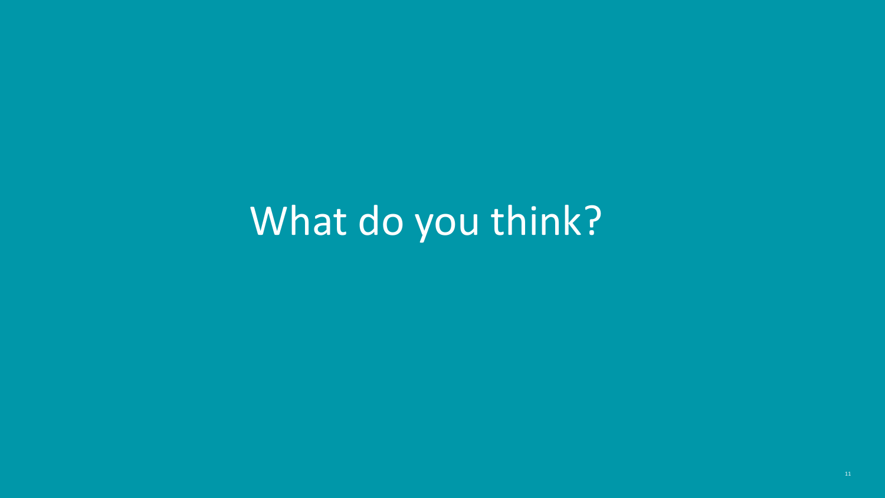# What do you think?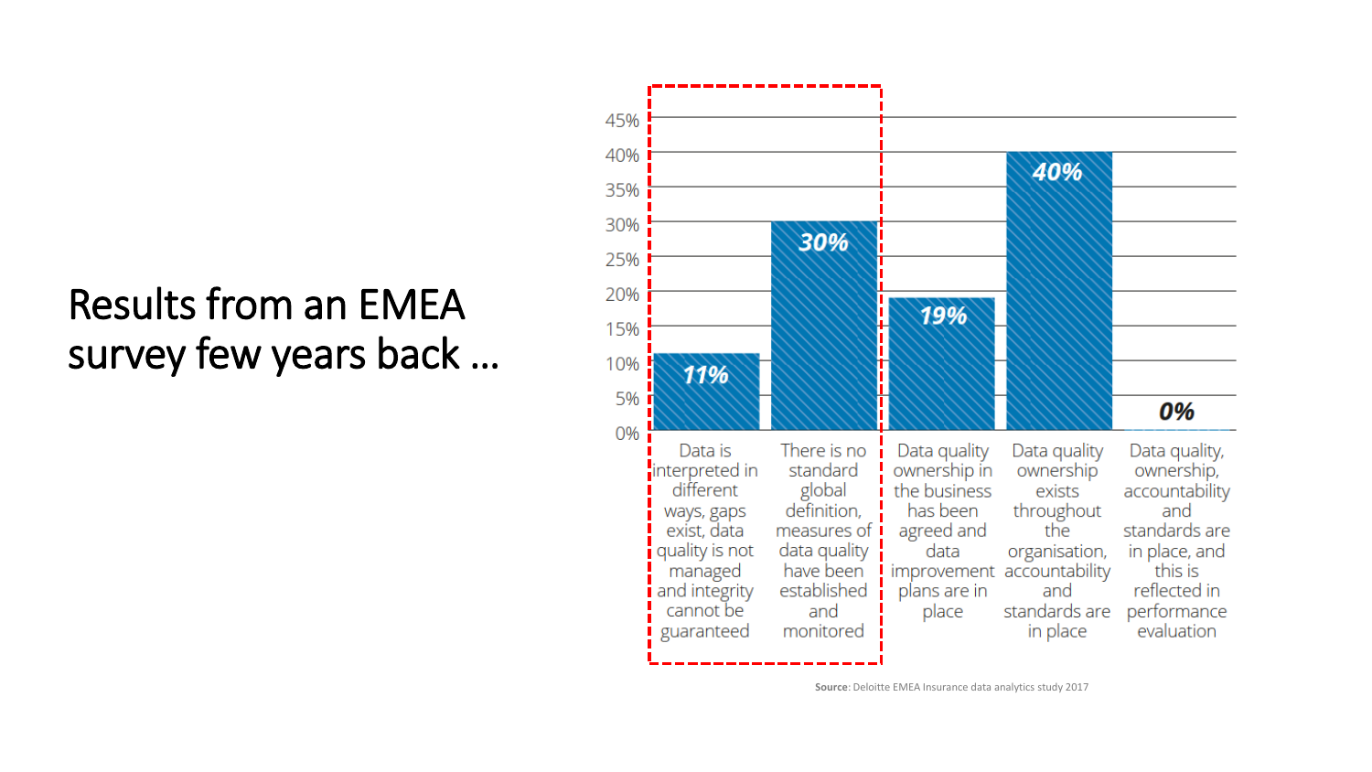# Results from an EMEA survey few years back ...

| Category | Percentage |
|---|---|
| Data is interpreted in different ways, gaps exist, data quality is not managed and integrity cannot be guaranteed | 11% |
| There is no standard global definition, measures of data quality have been established and monitored | 30% |
| Data quality ownership in the business has been agreed and data improvement plans are in place | 19% |
| Data quality ownership exists throughout the organisation, accountability and standards are in place | 40% |
| Data quality, ownership, accountability and standards are in place, and this is reflected in performance evaluation | 0% |

**Source**: Deloitte EMEA Insurance data analytics study 2017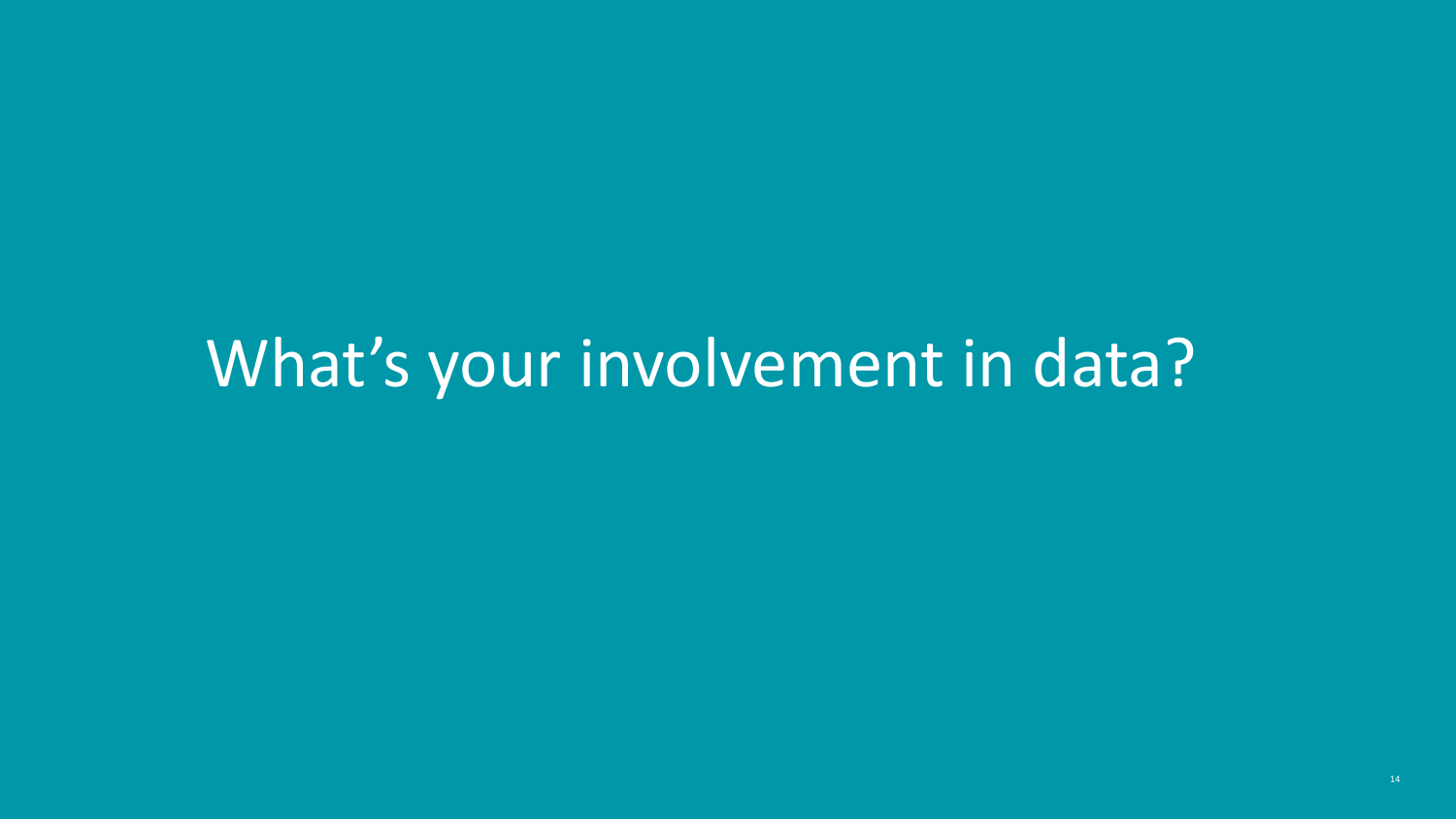# What’s your involvement in data?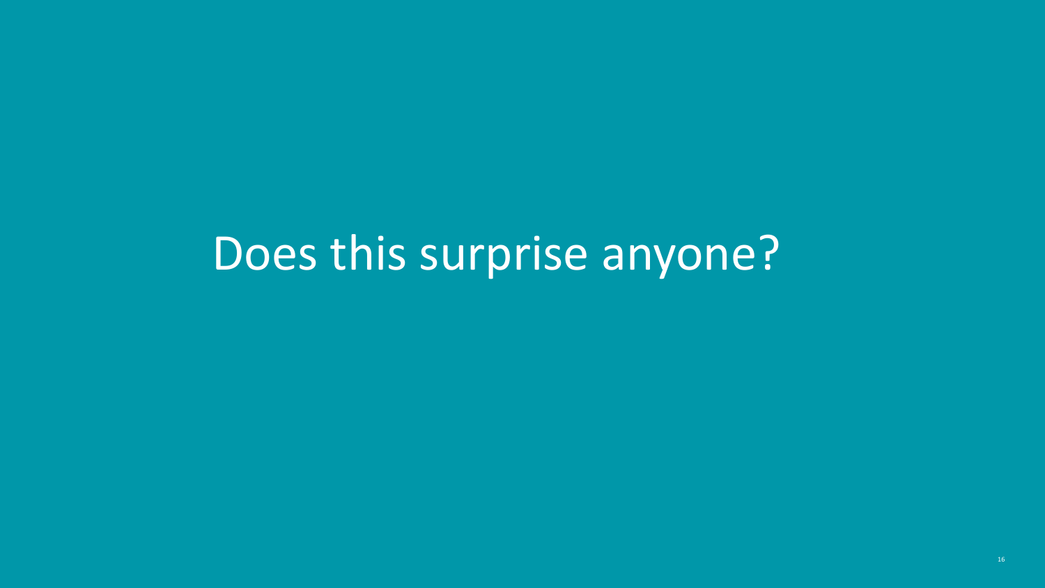# Does this surprise anyone?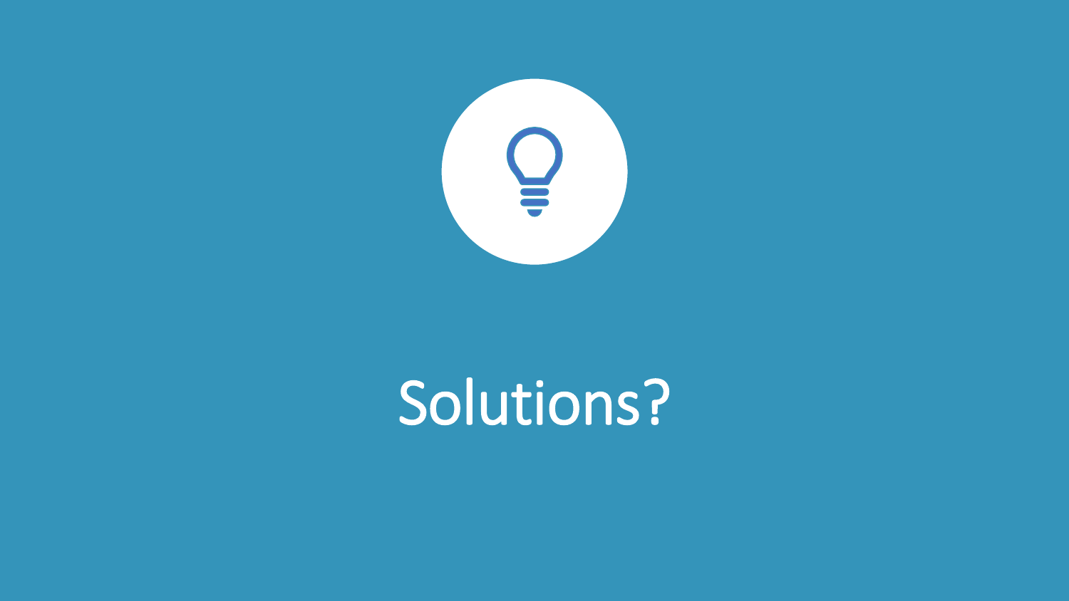# Solutions?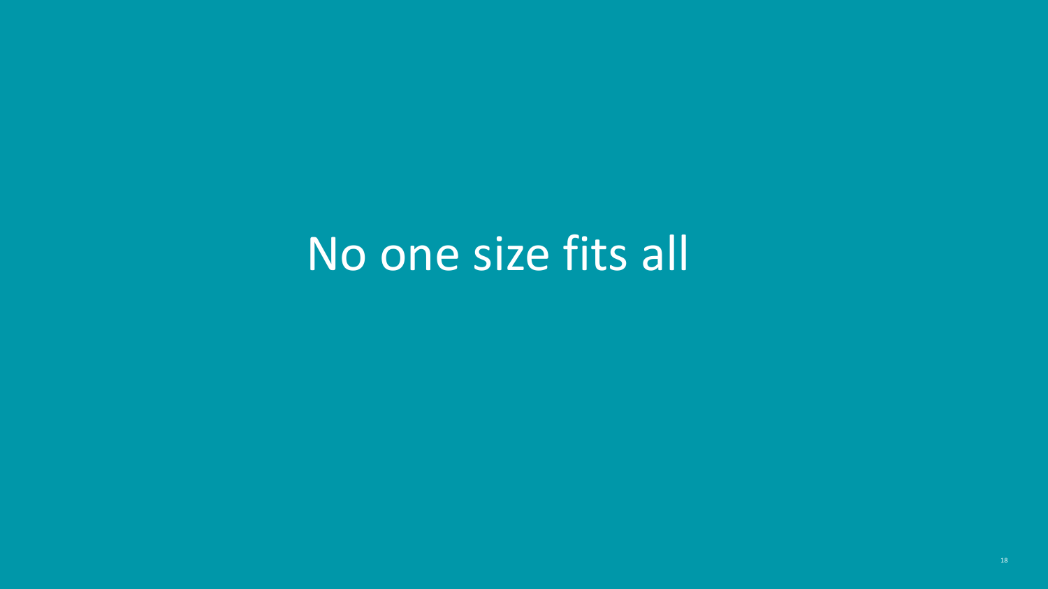# No one size fits all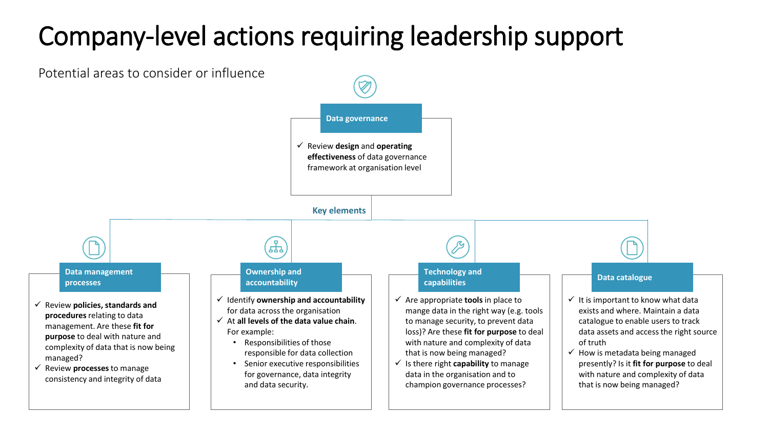# Company-level actions requiring leadership support

Potential areas to consider or influence

## Data governance

- ✓ Review **design** and **operating effectiveness** of data governance framework at organisation level

**Key elements**

### Data management processes

- ✓ Review **policies, standards and procedures** relating to data management. Are these **fit for purpose** to deal with nature and complexity of data that is now being managed?
- ✓ Review **processes** to manage consistency and integrity of data

### Ownership and accountability

- ✓ Identify **ownership and accountability** for data across the organisation
- ✓ At **all levels of the data value chain**. For example:
  - Responsibilities of those responsible for data collection
  - Senior executive responsibilities for governance, data integrity and data security.

### Technology and capabilities

- ✓ Are appropriate **tools** in place to mange data in the right way (e.g. tools to manage security, to prevent data loss)? Are these **fit for purpose** to deal with nature and complexity of data that is now being managed?
- ✓ Is there right **capability** to manage data in the organisation and to champion governance processes?

### Data catalogue

- ✓ It is important to know what data exists and where. Maintain a data catalogue to enable users to track data assets and access the right source of truth
- ✓ How is metadata being managed presently? Is it **fit for purpose** to deal with nature and complexity of data that is now being managed?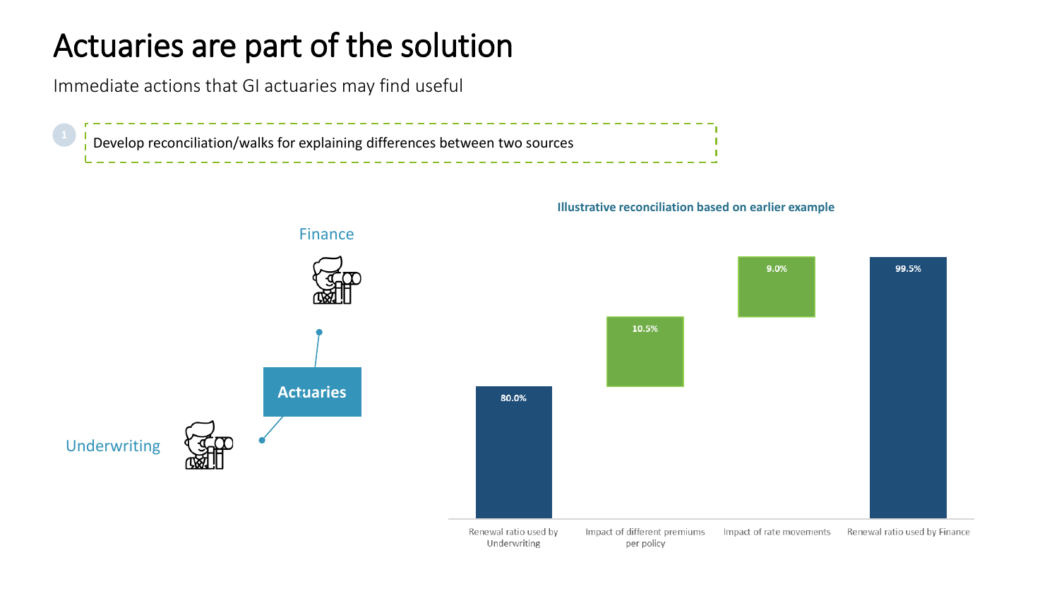# Actuaries are part of the solution

Immediate actions that GI actuaries may find useful

1. Develop reconciliation/walks for explaining differences between two sources

Finance

Actuaries

Underwriting

**Illustrative reconciliation based on earlier example**

| Renewal ratio used by Underwriting | Impact of different premiums per policy | Impact of rate movements | Renewal ratio used by Finance |
|---|---|---|---|
| 80.0% | 10.5% | 9.0% | 99.5% |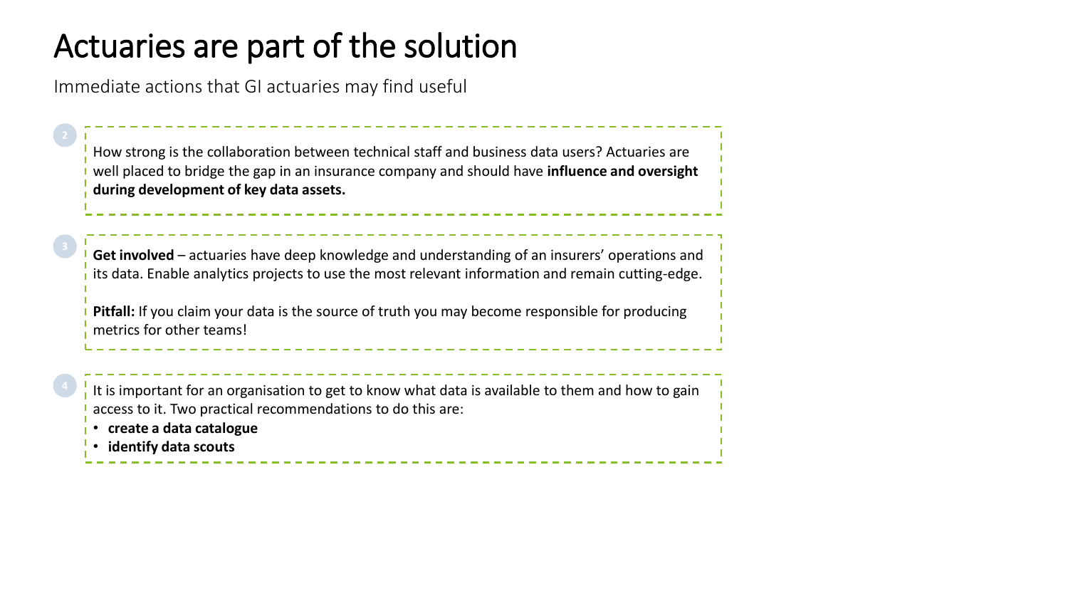# Actuaries are part of the solution

Immediate actions that GI actuaries may find useful

2

How strong is the collaboration between technical staff and business data users? Actuaries are well placed to bridge the gap in an insurance company and should have **influence and oversight during development of key data assets.**

3

**Get involved** – actuaries have deep knowledge and understanding of an insurers' operations and its data. Enable analytics projects to use the most relevant information and remain cutting-edge.

**Pitfall:** If you claim your data is the source of truth you may become responsible for producing metrics for other teams!

4

It is important for an organisation to get to know what data is available to them and how to gain access to it. Two practical recommendations to do this are:

- **create a data catalogue**
- **identify data scouts**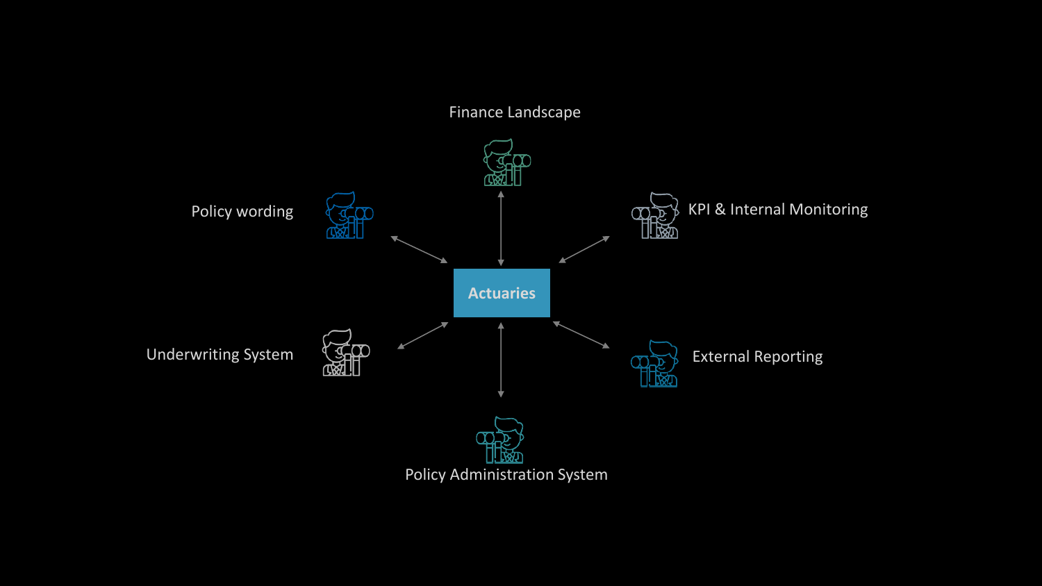Finance Landscape

Policy wording

KPI & Internal Monitoring

Actuaries

Underwriting System

External Reporting

Policy Administration System